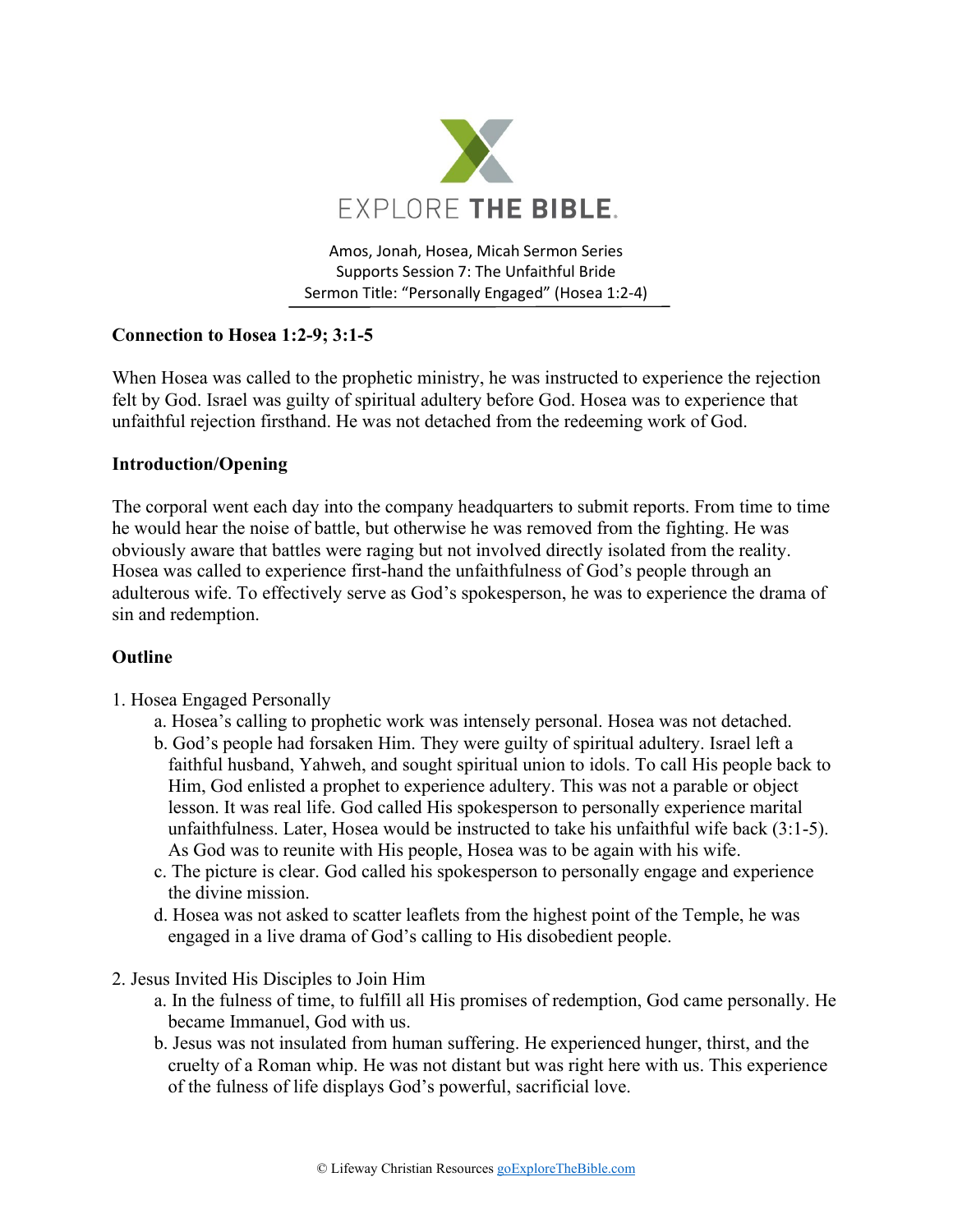EXPLORE THE BIBLE.

Amos, Jonah, Hosea, Micah Sermon Series
Supports Session 7: The Unfaithful Bride
Sermon Title: "Personally Engaged" (Hosea 1:2-4)

## Connection to Hosea 1:2-9; 3:1-5

When Hosea was called to the prophetic ministry, he was instructed to experience the rejection felt by God. Israel was guilty of spiritual adultery before God. Hosea was to experience that unfaithful rejection firsthand. He was not detached from the redeeming work of God.

## Introduction/Opening

The corporal went each day into the company headquarters to submit reports. From time to time he would hear the noise of battle, but otherwise he was removed from the fighting. He was obviously aware that battles were raging but not involved directly isolated from the reality. Hosea was called to experience first-hand the unfaithfulness of God's people through an adulterous wife. To effectively serve as God's spokesperson, he was to experience the drama of sin and redemption.

## Outline

1. Hosea Engaged Personally
   a. Hosea's calling to prophetic work was intensely personal. Hosea was not detached.
   b. God's people had forsaken Him. They were guilty of spiritual adultery. Israel left a faithful husband, Yahweh, and sought spiritual union to idols. To call His people back to Him, God enlisted a prophet to experience adultery. This was not a parable or object lesson. It was real life. God called His spokesperson to personally experience marital unfaithfulness. Later, Hosea would be instructed to take his unfaithful wife back (3:1-5). As God was to reunite with His people, Hosea was to be again with his wife.
   c. The picture is clear. God called his spokesperson to personally engage and experience the divine mission.
   d. Hosea was not asked to scatter leaflets from the highest point of the Temple, he was engaged in a live drama of God's calling to His disobedient people.

2. Jesus Invited His Disciples to Join Him
   a. In the fulness of time, to fulfill all His promises of redemption, God came personally. He became Immanuel, God with us.
   b. Jesus was not insulated from human suffering. He experienced hunger, thirst, and the cruelty of a Roman whip. He was not distant but was right here with us. This experience of the fulness of life displays God's powerful, sacrificial love.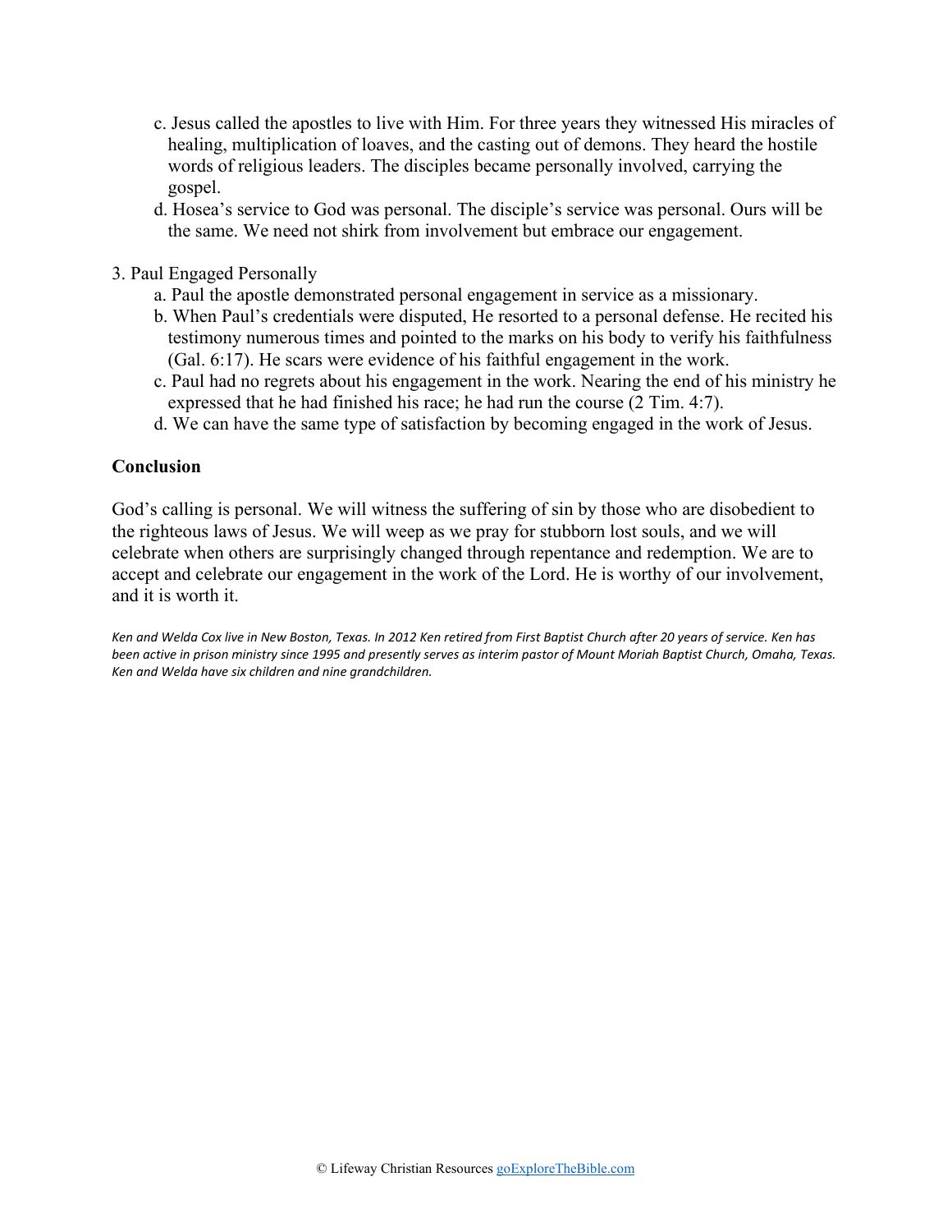c. Jesus called the apostles to live with Him. For three years they witnessed His miracles of healing, multiplication of loaves, and the casting out of demons. They heard the hostile words of religious leaders. The disciples became personally involved, carrying the gospel.

d. Hosea's service to God was personal. The disciple's service was personal. Ours will be the same. We need not shirk from involvement but embrace our engagement.

3. Paul Engaged Personally

a. Paul the apostle demonstrated personal engagement in service as a missionary.

b. When Paul's credentials were disputed, He resorted to a personal defense. He recited his testimony numerous times and pointed to the marks on his body to verify his faithfulness (Gal. 6:17). He scars were evidence of his faithful engagement in the work.

c. Paul had no regrets about his engagement in the work. Nearing the end of his ministry he expressed that he had finished his race; he had run the course (2 Tim. 4:7).

d. We can have the same type of satisfaction by becoming engaged in the work of Jesus.

**Conclusion**

God's calling is personal. We will witness the suffering of sin by those who are disobedient to the righteous laws of Jesus. We will weep as we pray for stubborn lost souls, and we will celebrate when others are surprisingly changed through repentance and redemption. We are to accept and celebrate our engagement in the work of the Lord. He is worthy of our involvement, and it is worth it.

*Ken and Welda Cox live in New Boston, Texas. In 2012 Ken retired from First Baptist Church after 20 years of service. Ken has been active in prison ministry since 1995 and presently serves as interim pastor of Mount Moriah Baptist Church, Omaha, Texas. Ken and Welda have six children and nine grandchildren.*

© Lifeway Christian Resources goExploreTheBible.com